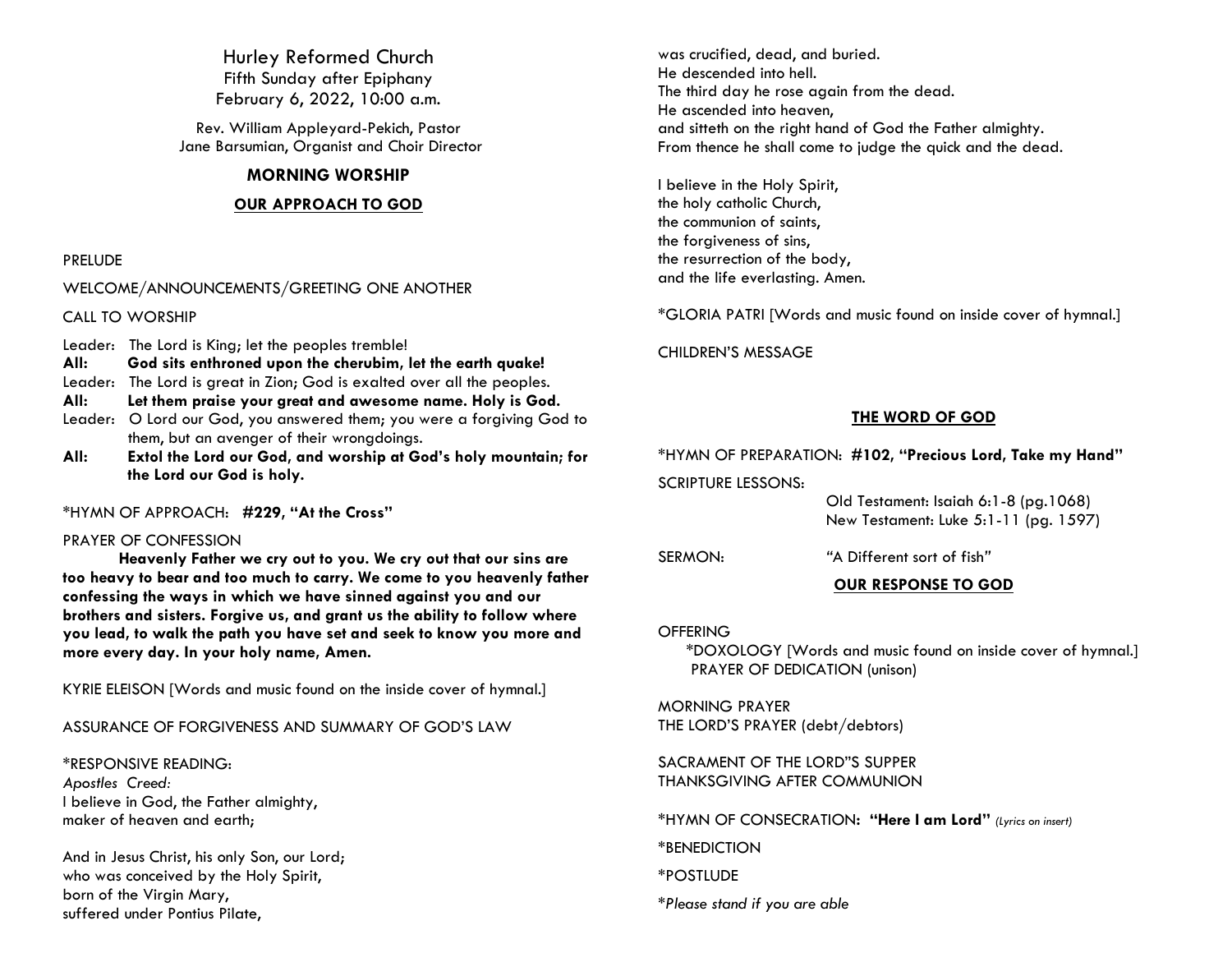# Hurley Reformed Church

Fifth Sunday after Epiphany
February 6, 2022, 10:00 a.m.

Rev. William Appleyard-Pekich, Pastor
Jane Barsumian, Organist and Choir Director

## MORNING WORSHIP

### OUR APPROACH TO GOD

PRELUDE

WELCOME/ANNOUNCEMENTS/GREETING ONE ANOTHER

CALL TO WORSHIP

Leader: The Lord is King; let the peoples tremble!
**All: God sits enthroned upon the cherubim, let the earth quake!**
Leader: The Lord is great in Zion; God is exalted over all the peoples.
**All: Let them praise your great and awesome name. Holy is God.**
Leader: O Lord our God, you answered them; you were a forgiving God to them, but an avenger of their wrongdoings.
**All: Extol the Lord our God, and worship at God's holy mountain; for the Lord our God is holy.**

*HYMN OF APPROACH: **#229, "At the Cross"**

PRAYER OF CONFESSION

**Heavenly Father we cry out to you. We cry out that our sins are too heavy to bear and too much to carry. We come to you heavenly father confessing the ways in which we have sinned against you and our brothers and sisters. Forgive us, and grant us the ability to follow where you lead, to walk the path you have set and seek to know you more and more every day. In your holy name, Amen.**

KYRIE ELEISON [Words and music found on the inside cover of hymnal.]

ASSURANCE OF FORGIVENESS AND SUMMARY OF GOD'S LAW

*RESPONSIVE READING:
*Apostles Creed:*
I believe in God, the Father almighty,
maker of heaven and earth;

And in Jesus Christ, his only Son, our Lord;
who was conceived by the Holy Spirit,
born of the Virgin Mary,
suffered under Pontius Pilate,
was crucified, dead, and buried.
He descended into hell.
The third day he rose again from the dead.
He ascended into heaven,
and sitteth on the right hand of God the Father almighty.
From thence he shall come to judge the quick and the dead.

I believe in the Holy Spirit,
the holy catholic Church,
the communion of saints,
the forgiveness of sins,
the resurrection of the body,
and the life everlasting. Amen.

*GLORIA PATRI [Words and music found on inside cover of hymnal.]

CHILDREN'S MESSAGE

### THE WORD OF GOD

*HYMN OF PREPARATION: **#102, "Precious Lord, Take my Hand"**

SCRIPTURE LESSONS:
Old Testament: Isaiah 6:1-8 (pg.1068)
New Testament: Luke 5:1-11 (pg. 1597)

SERMON: "A Different sort of fish"

### OUR RESPONSE TO GOD

OFFERING
*DOXOLOGY [Words and music found on inside cover of hymnal.]
PRAYER OF DEDICATION (unison)

MORNING PRAYER
THE LORD'S PRAYER (debt/debtors)

SACRAMENT OF THE LORD"S SUPPER
THANKSGIVING AFTER COMMUNION

*HYMN OF CONSECRATION: **"Here I am Lord"** *(Lyrics on insert)*

*BENEDICTION

*POSTLUDE

**Please stand if you are able*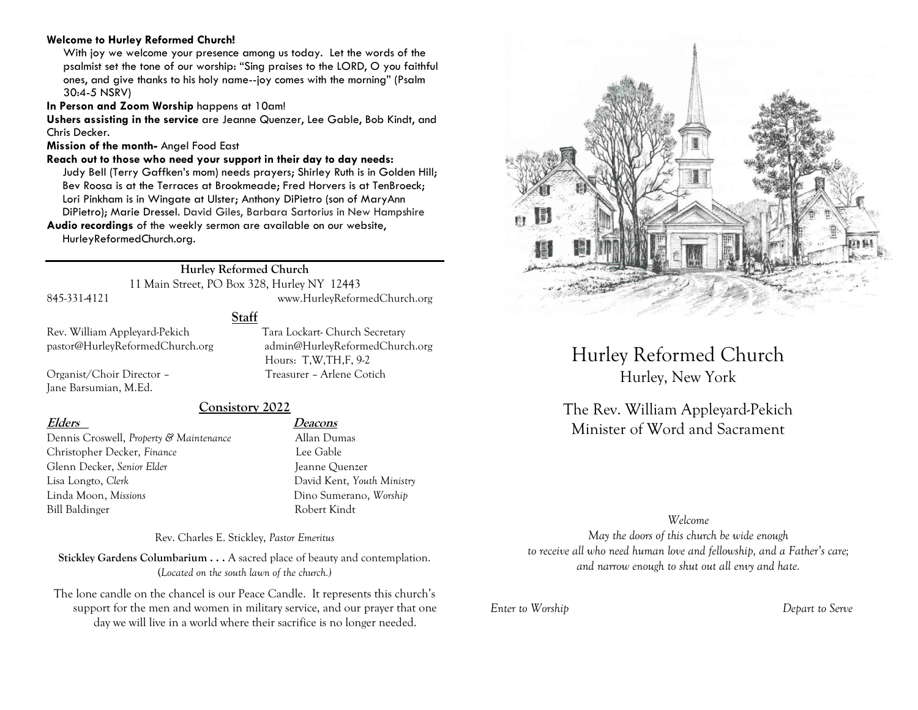**Welcome to Hurley Reformed Church!**

With joy we welcome your presence among us today. Let the words of the psalmist set the tone of our worship: "Sing praises to the LORD, O you faithful ones, and give thanks to his holy name--joy comes with the morning" (Psalm 30:4-5 NSRV)

**In Person and Zoom Worship** happens at 10am!

**Ushers assisting in the service** are Jeanne Quenzer, Lee Gable, Bob Kindt, and Chris Decker.

**Mission of the month-** Angel Food East

**Reach out to those who need your support in their day to day needs:**

Judy Bell (Terry Gaffken's mom) needs prayers; Shirley Ruth is in Golden Hill; Bev Roosa is at the Terraces at Brookmeade; Fred Horvers is at TenBroeck; Lori Pinkham is in Wingate at Ulster; Anthony DiPietro (son of MaryAnn DiPietro); Marie Dressel. David Giles, Barbara Sartorius in New Hampshire

**Audio recordings** of the weekly sermon are available on our website, HurleyReformedChurch.org.

---

**Hurley Reformed Church**

11 Main Street, PO Box 328, Hurley NY 12443

845-331-4121 www.HurleyReformedChurch.org

## Staff

Rev. William Appleyard-Pekich
pastor@HurleyReformedChurch.org

Tara Lockart- Church Secretary
admin@HurleyReformedChurch.org
Hours: T,W,TH,F, 9-2

Organist/Choir Director – Jane Barsumian, M.Ed.

Treasurer – Arlene Cotich

## Consistory 2022

| ***Elders*** | ***Deacons*** |
|---|---|
| Dennis Croswell, *Property & Maintenance* | Allan Dumas |
| Christopher Decker, *Finance* | Lee Gable |
| Glenn Decker, *Senior Elder* | Jeanne Quenzer |
| Lisa Longto, *Clerk* | David Kent, *Youth Ministry* |
| Linda Moon, *Missions* | Dino Sumerano, *Worship* |
| Bill Baldinger | Robert Kindt |

Rev. Charles E. Stickley, *Pastor Emeritus*

**Stickley Gardens Columbarium . . .** A sacred place of beauty and contemplation. (*Located on the south lawn of the church.)*

The lone candle on the chancel is our Peace Candle. It represents this church's support for the men and women in military service, and our prayer that one day we will live in a world where their sacrifice is no longer needed.

# Hurley Reformed Church

Hurley, New York

The Rev. William Appleyard-Pekich
Minister of Word and Sacrament

*Welcome*

*May the doors of this church be wide enough to receive all who need human love and fellowship, and a Father's care; and narrow enough to shut out all envy and hate.*

*Enter to Worship* *Depart to Serve*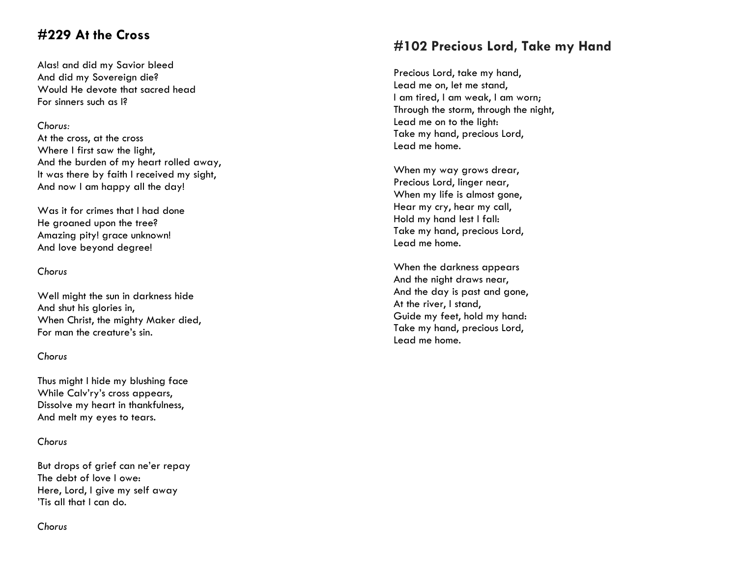## #229 At the Cross

Alas! and did my Savior bleed
And did my Sovereign die?
Would He devote that sacred head
For sinners such as I?

*Chorus:*
At the cross, at the cross
Where I first saw the light,
And the burden of my heart rolled away,
It was there by faith I received my sight,
And now I am happy all the day!

Was it for crimes that I had done
He groaned upon the tree?
Amazing pity! grace unknown!
And love beyond degree!

*Chorus*

Well might the sun in darkness hide
And shut his glories in,
When Christ, the mighty Maker died,
For man the creature's sin.

*Chorus*

Thus might I hide my blushing face
While Calv'ry's cross appears,
Dissolve my heart in thankfulness,
And melt my eyes to tears.

*Chorus*

But drops of grief can ne'er repay
The debt of love I owe:
Here, Lord, I give my self away
'Tis all that I can do.

*Chorus*

## #102 Precious Lord, Take my Hand

Precious Lord, take my hand,
Lead me on, let me stand,
I am tired, I am weak, I am worn;
Through the storm, through the night,
Lead me on to the light:
Take my hand, precious Lord,
Lead me home.

When my way grows drear,
Precious Lord, linger near,
When my life is almost gone,
Hear my cry, hear my call,
Hold my hand lest I fall:
Take my hand, precious Lord,
Lead me home.

When the darkness appears
And the night draws near,
And the day is past and gone,
At the river, I stand,
Guide my feet, hold my hand:
Take my hand, precious Lord,
Lead me home.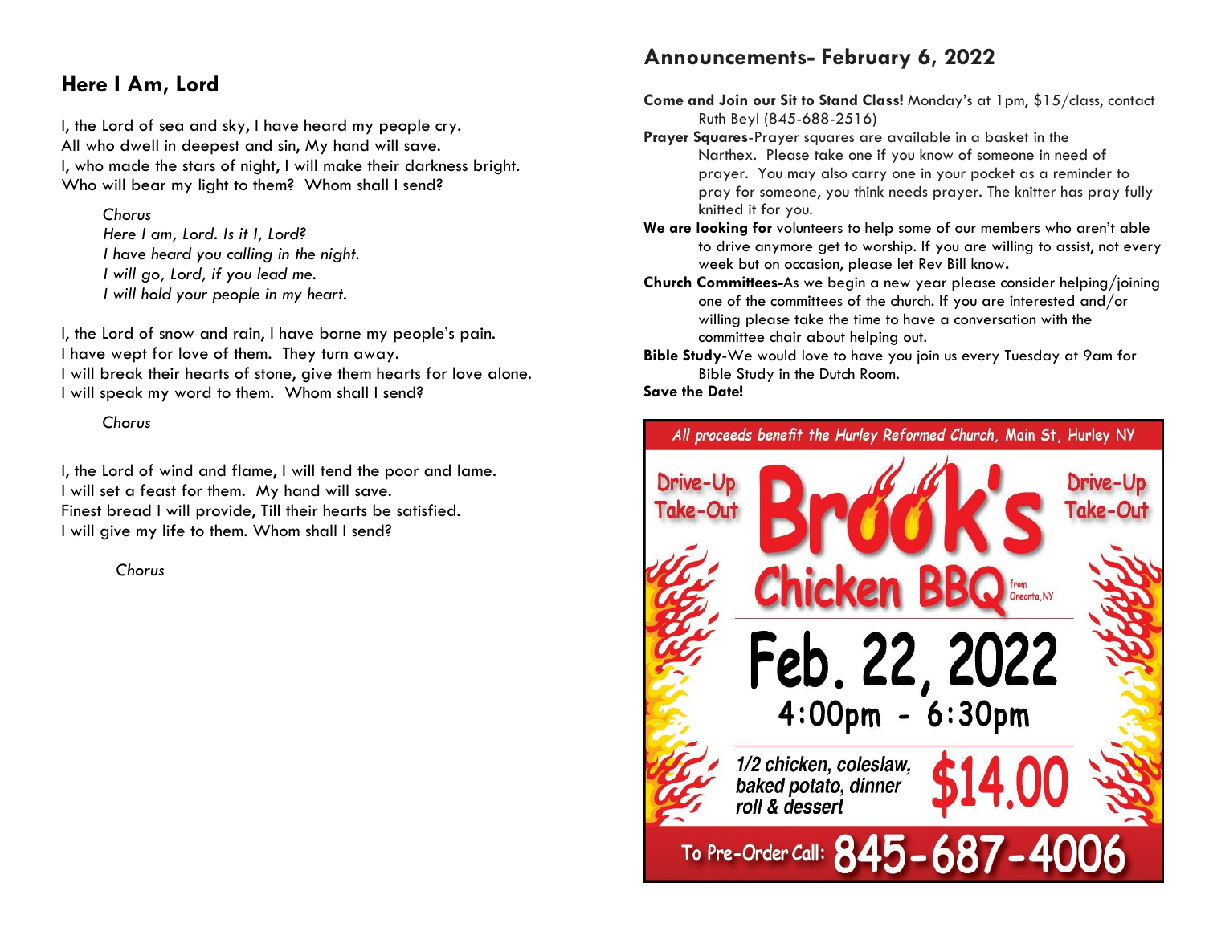## Here I Am, Lord

I, the Lord of sea and sky, I have heard my people cry.
All who dwell in deepest and sin, My hand will save.
I, who made the stars of night, I will make their darkness bright.
Who will bear my light to them? Whom shall I send?

*Chorus*
*Here I am, Lord. Is it I, Lord?*
*I have heard you calling in the night.*
*I will go, Lord, if you lead me.*
*I will hold your people in my heart.*

I, the Lord of snow and rain, I have borne my people's pain.
I have wept for love of them. They turn away.
I will break their hearts of stone, give them hearts for love alone.
I will speak my word to them. Whom shall I send?

*Chorus*

I, the Lord of wind and flame, I will tend the poor and lame.
I will set a feast for them. My hand will save.
Finest bread I will provide, Till their hearts be satisfied.
I will give my life to them. Whom shall I send?

*Chorus*

## Announcements- February 6, 2022

**Come and Join our Sit to Stand Class!** Monday's at 1pm, $15/class, contact Ruth Beyl (845-688-2516)

**Prayer Squares**-Prayer squares are available in a basket in the Narthex. Please take one if you know of someone in need of prayer. You may also carry one in your pocket as a reminder to pray for someone, you think needs prayer. The knitter has pray fully knitted it for you.

**We are looking for** volunteers to help some of our members who aren't able to drive anymore get to worship. If you are willing to assist, not every week but on occasion, please let Rev Bill know.

**Church Committees-**As we begin a new year please consider helping/joining one of the committees of the church. If you are interested and/or willing please take the time to have a conversation with the committee chair about helping out.

**Bible Study**-We would love to have you join us every Tuesday at 9am for Bible Study in the Dutch Room.

**Save the Date!**

*All proceeds benefit the Hurley Reformed Church, Main St, Hurley NY*

Drive-Up Take-Out

Brook's Chicken BBQ from Oneonta, NY

Feb. 22, 2022
4:00pm - 6:30pm

*1/2 chicken, coleslaw, baked potato, dinner roll & dessert* $14.00

To Pre-Order Call: 845-687-4006